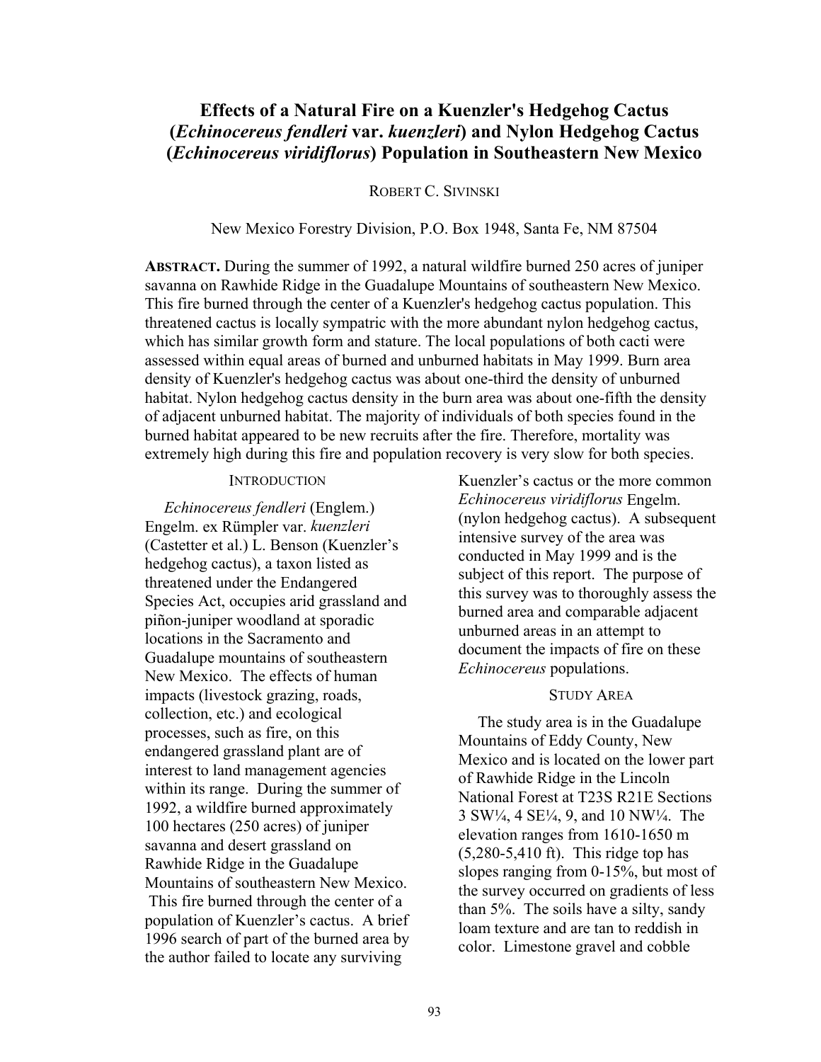# Effects of a Natural Fire on a Kuenzler's Hedgehog Cactus (*Echinocereus fendleri* var. *kuenzleri*) and Nylon Hedgehog Cactus (*Echinocereus viridiflorus*) Population in Southeastern New Mexico

ROBERT C. SIVINSKI

New Mexico Forestry Division, P.O. Box 1948, Santa Fe, NM 87504

**ABSTRACT.** During the summer of 1992, a natural wildfire burned 250 acres of juniper savanna on Rawhide Ridge in the Guadalupe Mountains of southeastern New Mexico. This fire burned through the center of a Kuenzler's hedgehog cactus population. This threatened cactus is locally sympatric with the more abundant nylon hedgehog cactus, which has similar growth form and stature. The local populations of both cacti were assessed within equal areas of burned and unburned habitats in May 1999. Burn area density of Kuenzler's hedgehog cactus was about one-third the density of unburned habitat. Nylon hedgehog cactus density in the burn area was about one-fifth the density of adjacent unburned habitat. The majority of individuals of both species found in the burned habitat appeared to be new recruits after the fire. Therefore, mortality was extremely high during this fire and population recovery is very slow for both species.

## INTRODUCTION

*Echinocereus fendleri* (Englem.) Engelm. ex Rümpler var. *kuenzleri* (Castetter et al.) L. Benson (Kuenzler's hedgehog cactus), a taxon listed as threatened under the Endangered Species Act, occupies arid grassland and piñon-juniper woodland at sporadic locations in the Sacramento and Guadalupe mountains of southeastern New Mexico. The effects of human impacts (livestock grazing, roads, collection, etc.) and ecological processes, such as fire, on this endangered grassland plant are of interest to land management agencies within its range. During the summer of 1992, a wildfire burned approximately 100 hectares (250 acres) of juniper savanna and desert grassland on Rawhide Ridge in the Guadalupe Mountains of southeastern New Mexico. This fire burned through the center of a population of Kuenzler's cactus. A brief 1996 search of part of the burned area by the author failed to locate any surviving Kuenzler's cactus or the more common *Echinocereus viridiflorus* Engelm. (nylon hedgehog cactus). A subsequent intensive survey of the area was conducted in May 1999 and is the subject of this report. The purpose of this survey was to thoroughly assess the burned area and comparable adjacent unburned areas in an attempt to document the impacts of fire on these *Echinocereus* populations.

## STUDY AREA

The study area is in the Guadalupe Mountains of Eddy County, New Mexico and is located on the lower part of Rawhide Ridge in the Lincoln National Forest at T23S R21E Sections 3 SW¼, 4 SE¼, 9, and 10 NW¼. The elevation ranges from 1610-1650 m (5,280-5,410 ft). This ridge top has slopes ranging from 0-15%, but most of the survey occurred on gradients of less than 5%. The soils have a silty, sandy loam texture and are tan to reddish in color. Limestone gravel and cobble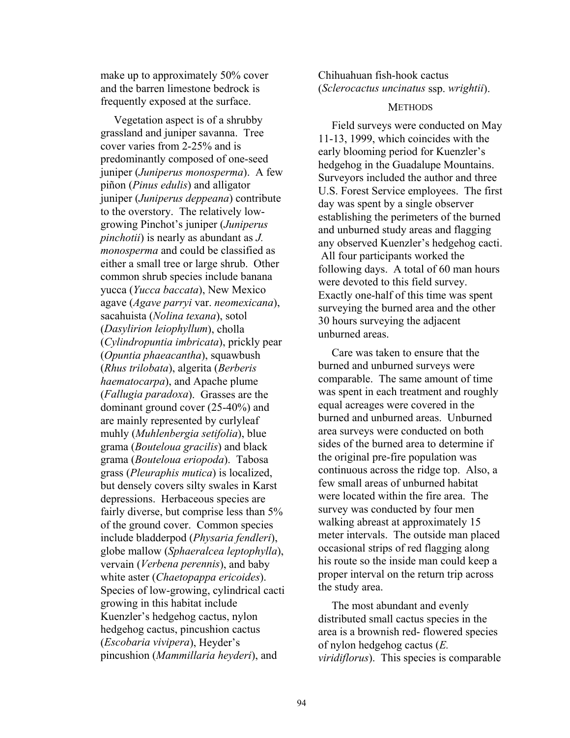make up to approximately 50% cover and the barren limestone bedrock is frequently exposed at the surface.

Vegetation aspect is of a shrubby grassland and juniper savanna. Tree cover varies from 2-25% and is predominantly composed of one-seed juniper (*Juniperus monosperma*). A few piñon (*Pinus edulis*) and alligator juniper (*Juniperus deppeana*) contribute to the overstory. The relatively low-growing Pinchot's juniper (*Juniperus pinchotii*) is nearly as abundant as *J. monosperma* and could be classified as either a small tree or large shrub. Other common shrub species include banana yucca (*Yucca baccata*), New Mexico agave (*Agave parryi* var. *neomexicana*), sacahuista (*Nolina texana*), sotol (*Dasylirion leiophyllum*), cholla (*Cylindropuntia imbricata*), prickly pear (*Opuntia phaeacantha*), squawbush (*Rhus trilobata*), algerita (*Berberis haematocarpa*), and Apache plume (*Fallugia paradoxa*). Grasses are the dominant ground cover (25-40%) and are mainly represented by curlyleaf muhly (*Muhlenbergia setifolia*), blue grama (*Bouteloua gracilis*) and black grama (*Bouteloua eriopoda*). Tabosa grass (*Pleuraphis mutica*) is localized, but densely covers silty swales in Karst depressions. Herbaceous species are fairly diverse, but comprise less than 5% of the ground cover. Common species include bladderpod (*Physaria fendleri*), globe mallow (*Sphaeralcea leptophylla*), vervain (*Verbena perennis*), and baby white aster (*Chaetopappa ericoides*). Species of low-growing, cylindrical cacti growing in this habitat include Kuenzler's hedgehog cactus, nylon hedgehog cactus, pincushion cactus (*Escobaria vivipera*), Heyder's pincushion (*Mammillaria heyderi*), and Chihuahuan fish-hook cactus (*Sclerocactus uncinatus* ssp. *wrightii*).

## METHODS

Field surveys were conducted on May 11-13, 1999, which coincides with the early blooming period for Kuenzler's hedgehog in the Guadalupe Mountains. Surveyors included the author and three U.S. Forest Service employees. The first day was spent by a single observer establishing the perimeters of the burned and unburned study areas and flagging any observed Kuenzler's hedgehog cacti. All four participants worked the following days. A total of 60 man hours were devoted to this field survey. Exactly one-half of this time was spent surveying the burned area and the other 30 hours surveying the adjacent unburned areas.

Care was taken to ensure that the burned and unburned surveys were comparable. The same amount of time was spent in each treatment and roughly equal acreages were covered in the burned and unburned areas. Unburned area surveys were conducted on both sides of the burned area to determine if the original pre-fire population was continuous across the ridge top. Also, a few small areas of unburned habitat were located within the fire area. The survey was conducted by four men walking abreast at approximately 15 meter intervals. The outside man placed occasional strips of red flagging along his route so the inside man could keep a proper interval on the return trip across the study area.

The most abundant and evenly distributed small cactus species in the area is a brownish red- flowered species of nylon hedgehog cactus (*E. viridiflorus*). This species is comparable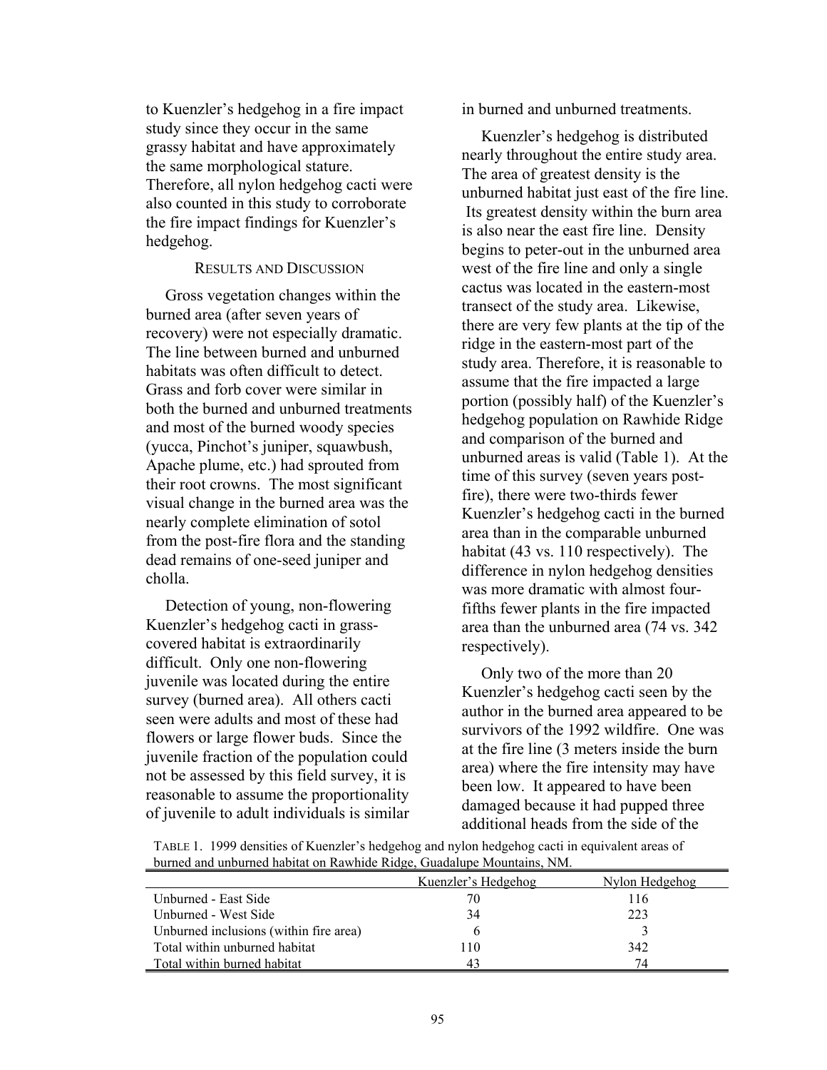to Kuenzler's hedgehog in a fire impact study since they occur in the same grassy habitat and have approximately the same morphological stature. Therefore, all nylon hedgehog cacti were also counted in this study to corroborate the fire impact findings for Kuenzler's hedgehog.

## RESULTS AND DISCUSSION

Gross vegetation changes within the burned area (after seven years of recovery) were not especially dramatic. The line between burned and unburned habitats was often difficult to detect. Grass and forb cover were similar in both the burned and unburned treatments and most of the burned woody species (yucca, Pinchot's juniper, squawbush, Apache plume, etc.) had sprouted from their root crowns. The most significant visual change in the burned area was the nearly complete elimination of sotol from the post-fire flora and the standing dead remains of one-seed juniper and cholla.

Detection of young, non-flowering Kuenzler's hedgehog cacti in grass-covered habitat is extraordinarily difficult. Only one non-flowering juvenile was located during the entire survey (burned area). All others cacti seen were adults and most of these had flowers or large flower buds. Since the juvenile fraction of the population could not be assessed by this field survey, it is reasonable to assume the proportionality of juvenile to adult individuals is similar in burned and unburned treatments.

Kuenzler's hedgehog is distributed nearly throughout the entire study area. The area of greatest density is the unburned habitat just east of the fire line. Its greatest density within the burn area is also near the east fire line. Density begins to peter-out in the unburned area west of the fire line and only a single cactus was located in the eastern-most transect of the study area. Likewise, there are very few plants at the tip of the ridge in the eastern-most part of the study area. Therefore, it is reasonable to assume that the fire impacted a large portion (possibly half) of the Kuenzler's hedgehog population on Rawhide Ridge and comparison of the burned and unburned areas is valid (Table 1). At the time of this survey (seven years post-fire), there were two-thirds fewer Kuenzler's hedgehog cacti in the burned area than in the comparable unburned habitat (43 vs. 110 respectively). The difference in nylon hedgehog densities was more dramatic with almost four-fifths fewer plants in the fire impacted area than the unburned area (74 vs. 342 respectively).

Only two of the more than 20 Kuenzler's hedgehog cacti seen by the author in the burned area appeared to be survivors of the 1992 wildfire. One was at the fire line (3 meters inside the burn area) where the fire intensity may have been low. It appeared to have been damaged because it had pupped three additional heads from the side of the

TABLE 1. 1999 densities of Kuenzler's hedgehog and nylon hedgehog cacti in equivalent areas of burned and unburned habitat on Rawhide Ridge, Guadalupe Mountains, NM.

| | Kuenzler's Hedgehog | Nylon Hedgehog |
|---|---|---|
| Unburned - East Side | 70 | 116 |
| Unburned - West Side | 34 | 223 |
| Unburned inclusions (within fire area) | 6 | 3 |
| Total within unburned habitat | 110 | 342 |
| Total within burned habitat | 43 | 74 |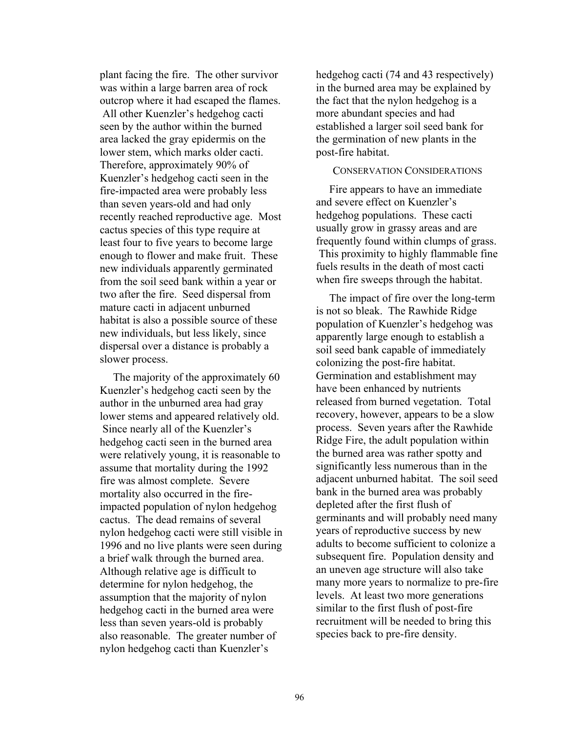plant facing the fire. The other survivor was within a large barren area of rock outcrop where it had escaped the flames. All other Kuenzler's hedgehog cacti seen by the author within the burned area lacked the gray epidermis on the lower stem, which marks older cacti. Therefore, approximately 90% of Kuenzler's hedgehog cacti seen in the fire-impacted area were probably less than seven years-old and had only recently reached reproductive age. Most cactus species of this type require at least four to five years to become large enough to flower and make fruit. These new individuals apparently germinated from the soil seed bank within a year or two after the fire. Seed dispersal from mature cacti in adjacent unburned habitat is also a possible source of these new individuals, but less likely, since dispersal over a distance is probably a slower process.

The majority of the approximately 60 Kuenzler's hedgehog cacti seen by the author in the unburned area had gray lower stems and appeared relatively old. Since nearly all of the Kuenzler's hedgehog cacti seen in the burned area were relatively young, it is reasonable to assume that mortality during the 1992 fire was almost complete. Severe mortality also occurred in the fire-impacted population of nylon hedgehog cactus. The dead remains of several nylon hedgehog cacti were still visible in 1996 and no live plants were seen during a brief walk through the burned area. Although relative age is difficult to determine for nylon hedgehog, the assumption that the majority of nylon hedgehog cacti in the burned area were less than seven years-old is probably also reasonable. The greater number of nylon hedgehog cacti than Kuenzler's hedgehog cacti (74 and 43 respectively) in the burned area may be explained by the fact that the nylon hedgehog is a more abundant species and had established a larger soil seed bank for the germination of new plants in the post-fire habitat.

## Conservation Considerations

Fire appears to have an immediate and severe effect on Kuenzler's hedgehog populations. These cacti usually grow in grassy areas and are frequently found within clumps of grass. This proximity to highly flammable fine fuels results in the death of most cacti when fire sweeps through the habitat.

The impact of fire over the long-term is not so bleak. The Rawhide Ridge population of Kuenzler's hedgehog was apparently large enough to establish a soil seed bank capable of immediately colonizing the post-fire habitat. Germination and establishment may have been enhanced by nutrients released from burned vegetation. Total recovery, however, appears to be a slow process. Seven years after the Rawhide Ridge Fire, the adult population within the burned area was rather spotty and significantly less numerous than in the adjacent unburned habitat. The soil seed bank in the burned area was probably depleted after the first flush of germinants and will probably need many years of reproductive success by new adults to become sufficient to colonize a subsequent fire. Population density and an uneven age structure will also take many more years to normalize to pre-fire levels. At least two more generations similar to the first flush of post-fire recruitment will be needed to bring this species back to pre-fire density.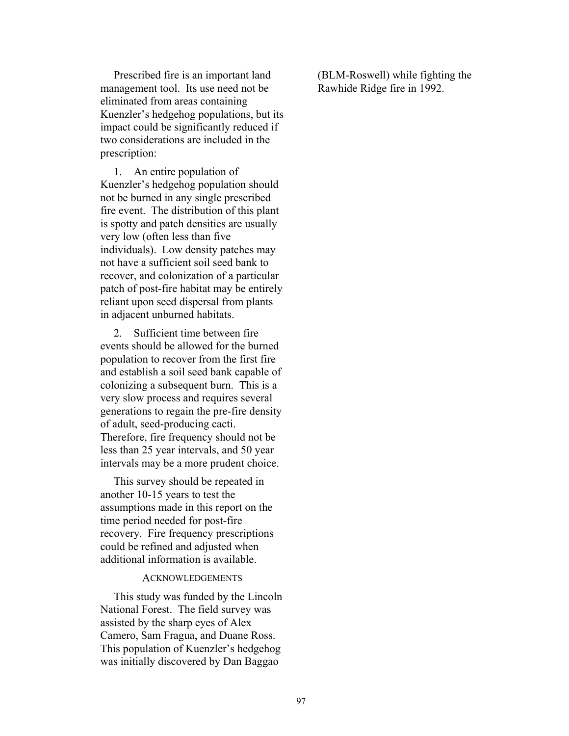Prescribed fire is an important land management tool. Its use need not be eliminated from areas containing Kuenzler's hedgehog populations, but its impact could be significantly reduced if two considerations are included in the prescription:

1. An entire population of Kuenzler's hedgehog population should not be burned in any single prescribed fire event. The distribution of this plant is spotty and patch densities are usually very low (often less than five individuals). Low density patches may not have a sufficient soil seed bank to recover, and colonization of a particular patch of post-fire habitat may be entirely reliant upon seed dispersal from plants in adjacent unburned habitats.

2. Sufficient time between fire events should be allowed for the burned population to recover from the first fire and establish a soil seed bank capable of colonizing a subsequent burn. This is a very slow process and requires several generations to regain the pre-fire density of adult, seed-producing cacti. Therefore, fire frequency should not be less than 25 year intervals, and 50 year intervals may be a more prudent choice.

This survey should be repeated in another 10-15 years to test the assumptions made in this report on the time period needed for post-fire recovery. Fire frequency prescriptions could be refined and adjusted when additional information is available.

## Acknowledgements

This study was funded by the Lincoln National Forest. The field survey was assisted by the sharp eyes of Alex Camero, Sam Fragua, and Duane Ross. This population of Kuenzler's hedgehog was initially discovered by Dan Baggao (BLM-Roswell) while fighting the Rawhide Ridge fire in 1992.